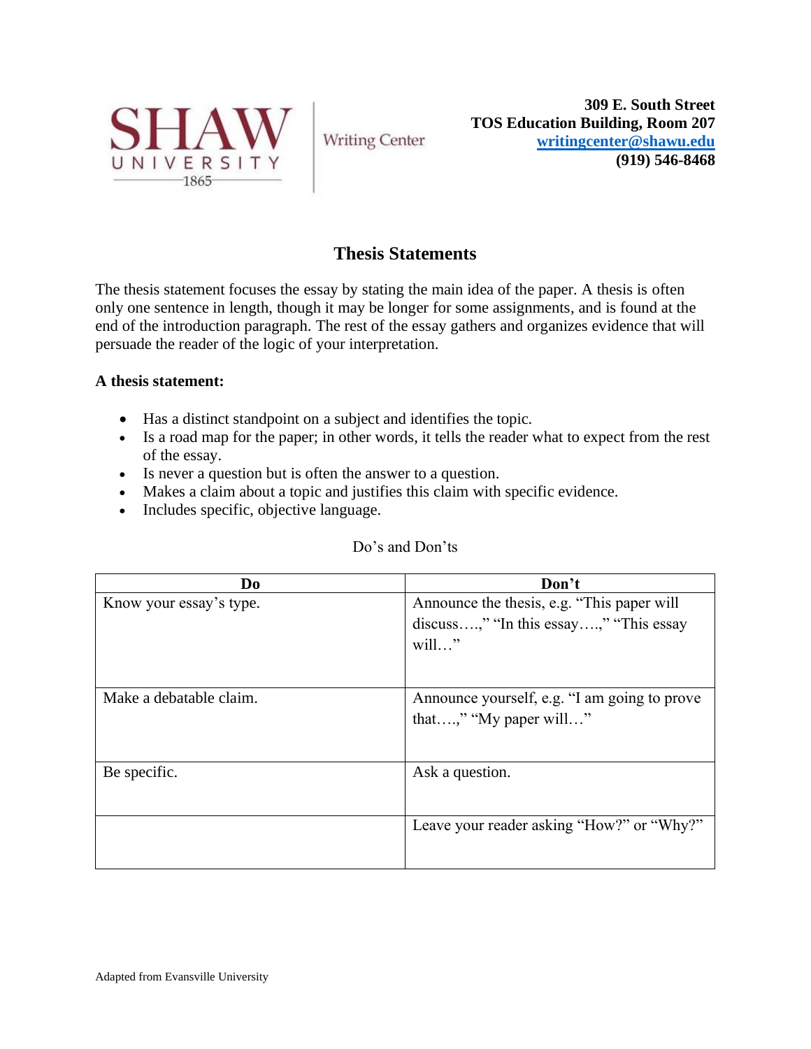SHAW UNIVERSITY 1865 | Writing Center

**309 E. South Street**
**TOS Education Building, Room 207**
**writingcenter@shawu.edu**
**(919) 546-8468**

## Thesis Statements

The thesis statement focuses the essay by stating the main idea of the paper. A thesis is often only one sentence in length, though it may be longer for some assignments, and is found at the end of the introduction paragraph. The rest of the essay gathers and organizes evidence that will persuade the reader of the logic of your interpretation.

**A thesis statement:**

- Has a distinct standpoint on a subject and identifies the topic.
- Is a road map for the paper; in other words, it tells the reader what to expect from the rest of the essay.
- Is never a question but is often the answer to a question.
- Makes a claim about a topic and justifies this claim with specific evidence.
- Includes specific, objective language.

Do's and Don'ts

| Do | Don't |
| --- | --- |
| Know your essay's type. | Announce the thesis, e.g. "This paper will discuss….," "In this essay….," "This essay will…" |
| Make a debatable claim. | Announce yourself, e.g. "I am going to prove that….," "My paper will…" |
| Be specific. | Ask a question. |
| | Leave your reader asking "How?" or "Why?" |

Adapted from Evansville University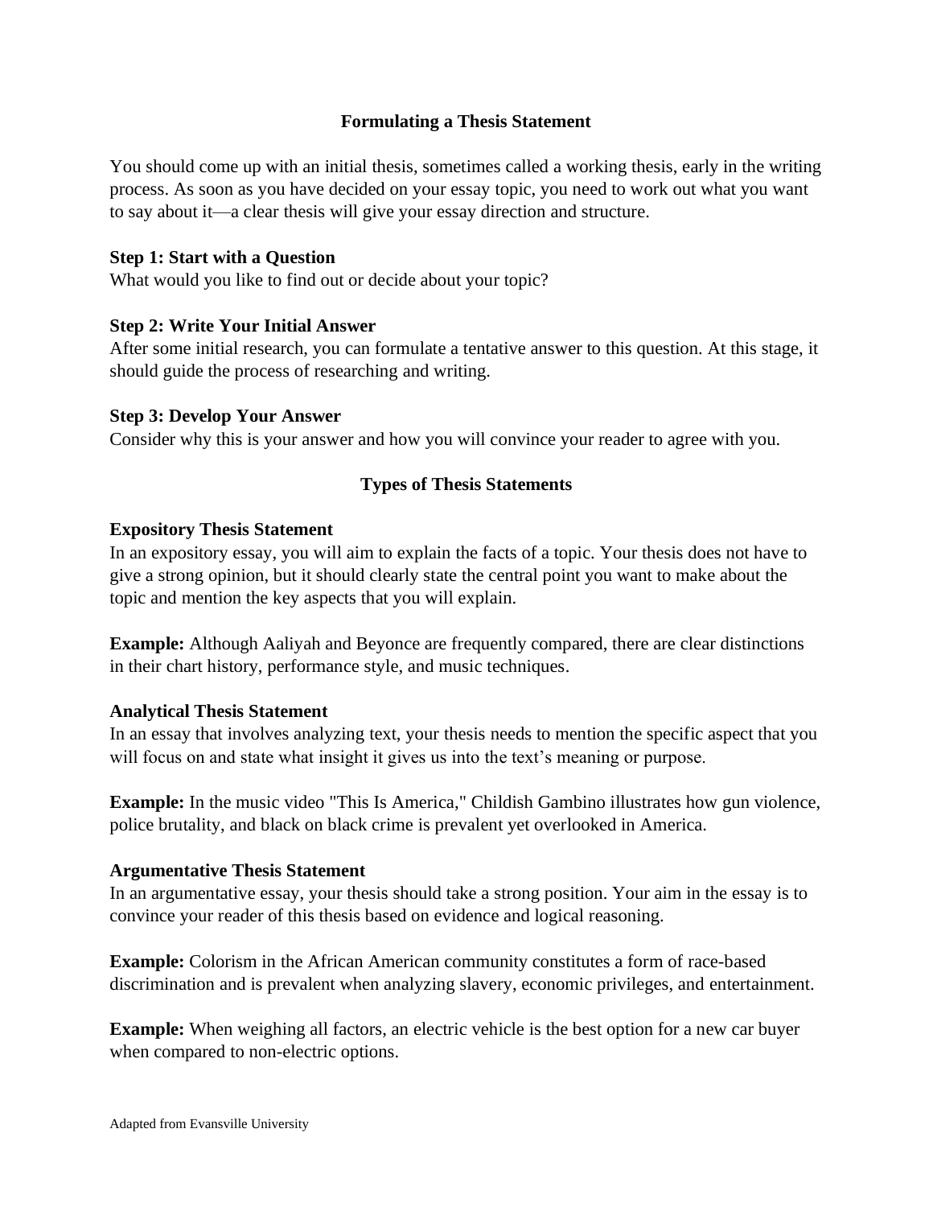## Formulating a Thesis Statement

You should come up with an initial thesis, sometimes called a working thesis, early in the writing process. As soon as you have decided on your essay topic, you need to work out what you want to say about it—a clear thesis will give your essay direction and structure.

**Step 1: Start with a Question**
What would you like to find out or decide about your topic?

**Step 2: Write Your Initial Answer**
After some initial research, you can formulate a tentative answer to this question. At this stage, it should guide the process of researching and writing.

**Step 3: Develop Your Answer**
Consider why this is your answer and how you will convince your reader to agree with you.

## Types of Thesis Statements

**Expository Thesis Statement**
In an expository essay, you will aim to explain the facts of a topic. Your thesis does not have to give a strong opinion, but it should clearly state the central point you want to make about the topic and mention the key aspects that you will explain.

**Example:** Although Aaliyah and Beyonce are frequently compared, there are clear distinctions in their chart history, performance style, and music techniques.

**Analytical Thesis Statement**
In an essay that involves analyzing text, your thesis needs to mention the specific aspect that you will focus on and state what insight it gives us into the text's meaning or purpose.

**Example:** In the music video "This Is America," Childish Gambino illustrates how gun violence, police brutality, and black on black crime is prevalent yet overlooked in America.

**Argumentative Thesis Statement**
In an argumentative essay, your thesis should take a strong position. Your aim in the essay is to convince your reader of this thesis based on evidence and logical reasoning.

**Example:** Colorism in the African American community constitutes a form of race-based discrimination and is prevalent when analyzing slavery, economic privileges, and entertainment.

**Example:** When weighing all factors, an electric vehicle is the best option for a new car buyer when compared to non-electric options.

Adapted from Evansville University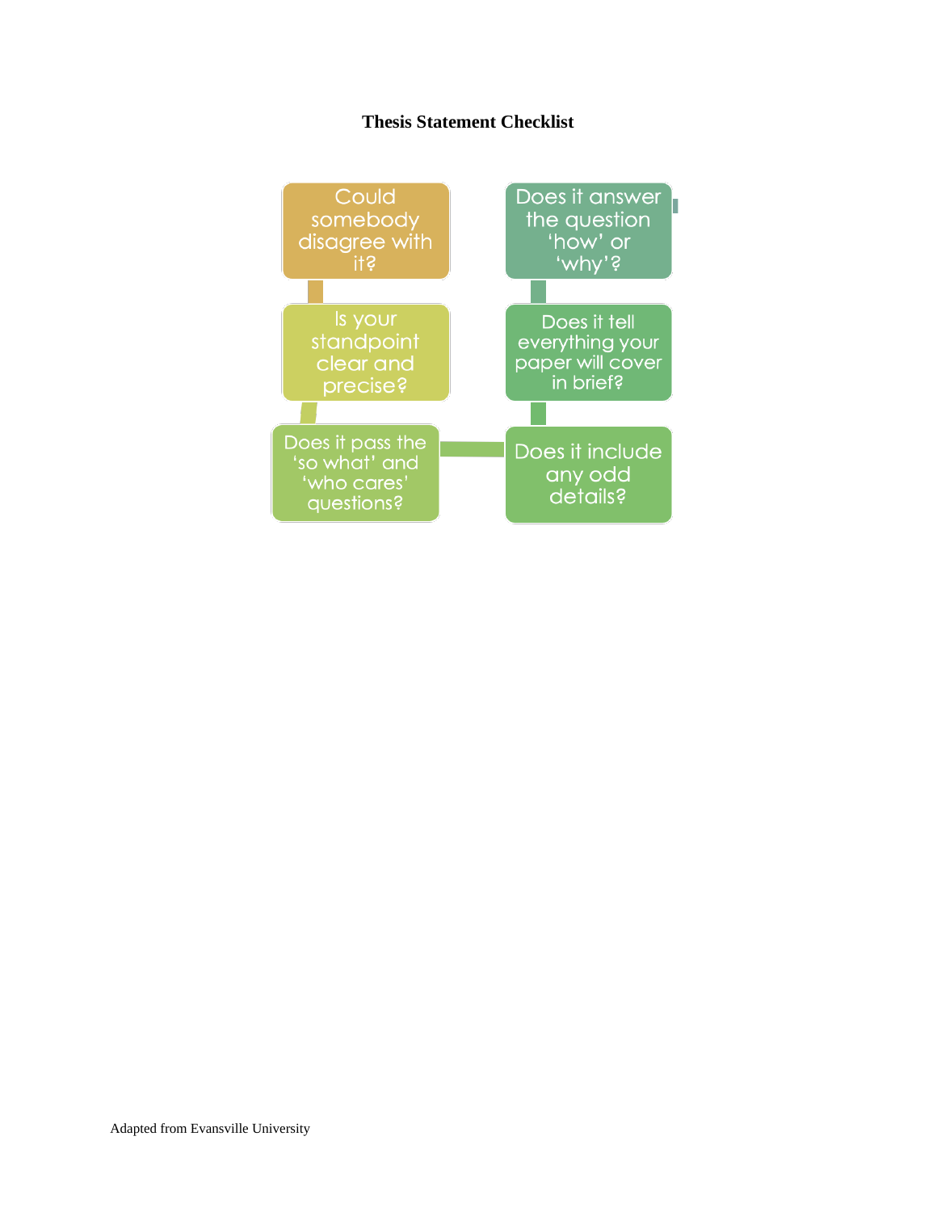**Thesis Statement Checklist**

Could somebody disagree with it?

Is your standpoint clear and precise?

Does it pass the 'so what' and 'who cares' questions?

Does it include any odd details?

Does it tell everything your paper will cover in brief?

Does it answer the question 'how' or 'why'?

Adapted from Evansville University